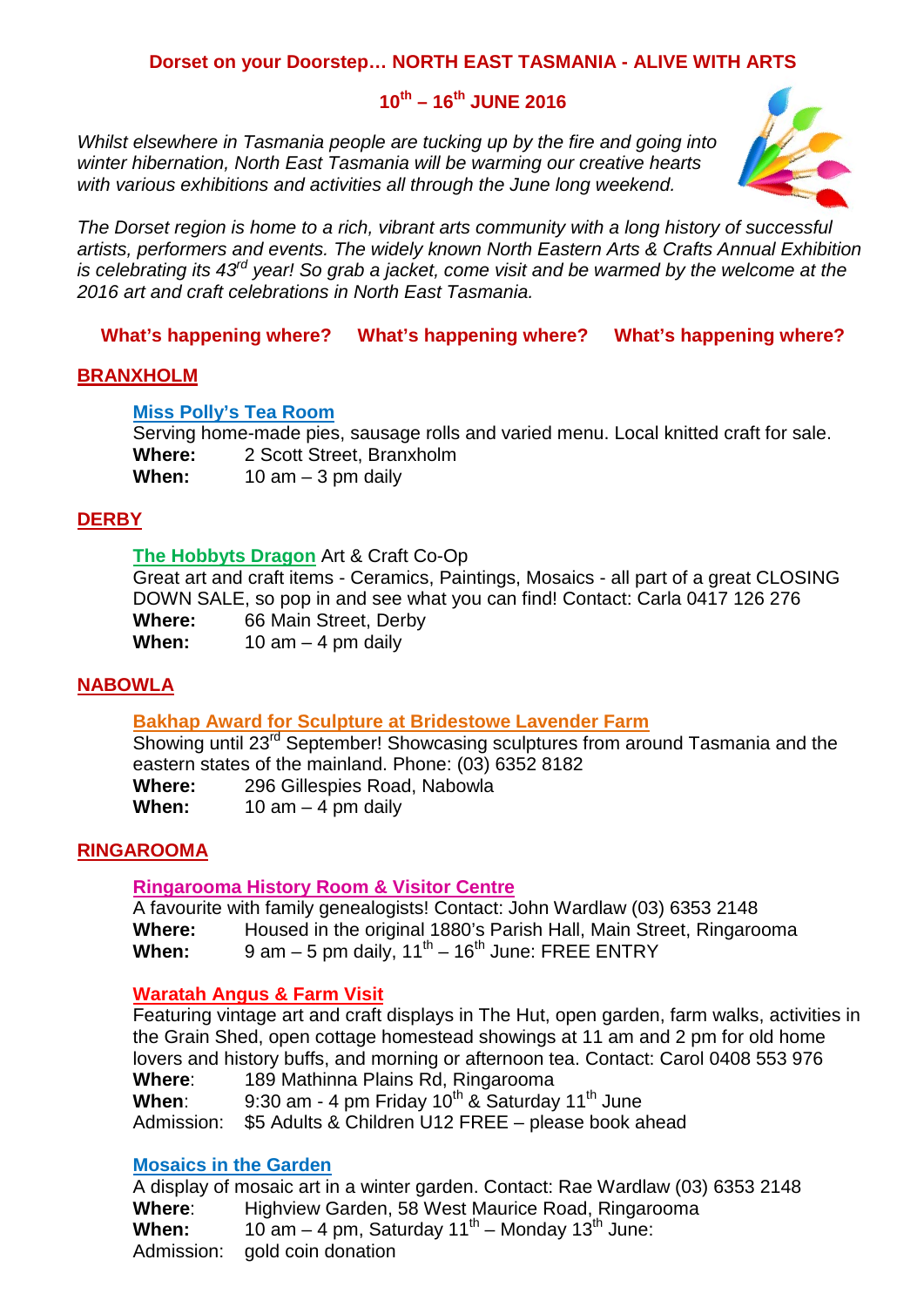## Dorset on your Doorstep… NORTH EAST TASMANIA - ALIVE WITH ARTS

## 10th – 16th JUNE 2016

*Whilst elsewhere in Tasmania people are tucking up by the fire and going into winter hibernation, North East Tasmania will be warming our creative hearts with various exhibitions and activities all through the June long weekend.*

*The Dorset region is home to a rich, vibrant arts community with a long history of successful artists, performers and events. The widely known North Eastern Arts & Crafts Annual Exhibition is celebrating its 43rd year! So grab a jacket, come visit and be warmed by the welcome at the 2016 art and craft celebrations in North East Tasmania.*

**What's happening where? What's happening where? What's happening where?**

### BRANXHOLM

#### Miss Polly's Tea Room

Serving home-made pies, sausage rolls and varied menu. Local knitted craft for sale.

**Where:** 2 Scott Street, Branxholm
**When:** 10 am – 3 pm daily

### DERBY

#### The Hobbyts Dragon Art & Craft Co-Op

Great art and craft items - Ceramics, Paintings, Mosaics - all part of a great CLOSING DOWN SALE, so pop in and see what you can find! Contact: Carla 0417 126 276

**Where:** 66 Main Street, Derby
**When:** 10 am – 4 pm daily

### NABOWLA

#### Bakhap Award for Sculpture at Bridestowe Lavender Farm

Showing until 23rd September! Showcasing sculptures from around Tasmania and the eastern states of the mainland. Phone: (03) 6352 8182

**Where:** 296 Gillespies Road, Nabowla
**When:** 10 am – 4 pm daily

### RINGAROOMA

#### Ringarooma History Room & Visitor Centre

A favourite with family genealogists! Contact: John Wardlaw (03) 6353 2148

**Where:** Housed in the original 1880's Parish Hall, Main Street, Ringarooma
**When:** 9 am – 5 pm daily, 11th – 16th June: FREE ENTRY

#### Waratah Angus & Farm Visit

Featuring vintage art and craft displays in The Hut, open garden, farm walks, activities in the Grain Shed, open cottage homestead showings at 11 am and 2 pm for old home lovers and history buffs, and morning or afternoon tea. Contact: Carol 0408 553 976

**Where**: 189 Mathinna Plains Rd, Ringarooma
**When**: 9:30 am - 4 pm Friday 10th & Saturday 11th June
Admission: $5 Adults & Children U12 FREE – please book ahead

#### Mosaics in the Garden

A display of mosaic art in a winter garden. Contact: Rae Wardlaw (03) 6353 2148

**Where**: Highview Garden, 58 West Maurice Road, Ringarooma
**When:** 10 am – 4 pm, Saturday 11th – Monday 13th June:
Admission: gold coin donation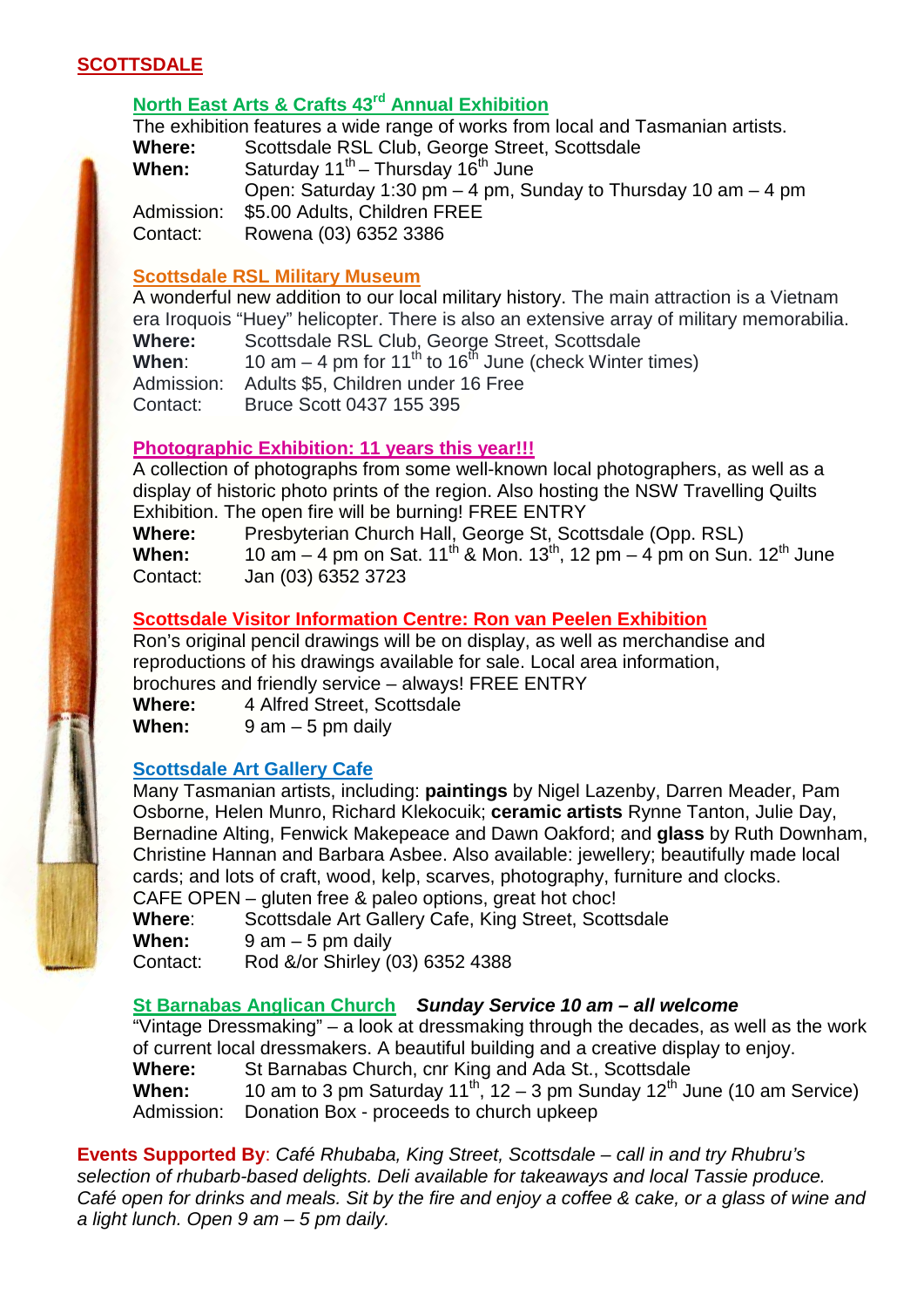## SCOTTSDALE

### North East Arts & Crafts 43rd Annual Exhibition

The exhibition features a wide range of works from local and Tasmanian artists.

**Where:** Scottsdale RSL Club, George Street, Scottsdale
**When:** Saturday 11th – Thursday 16th June
Open: Saturday 1:30 pm – 4 pm, Sunday to Thursday 10 am – 4 pm
Admission: $5.00 Adults, Children FREE
Contact: Rowena (03) 6352 3386

### Scottsdale RSL Military Museum

A wonderful new addition to our local military history. The main attraction is a Vietnam era Iroquois "Huey" helicopter. There is also an extensive array of military memorabilia.

**Where:** Scottsdale RSL Club, George Street, Scottsdale
**When:** 10 am – 4 pm for 11th to 16th June (check Winter times)
Admission: Adults $5, Children under 16 Free
Contact: Bruce Scott 0437 155 395

### Photographic Exhibition: 11 years this year!!!

A collection of photographs from some well-known local photographers, as well as a display of historic photo prints of the region. Also hosting the NSW Travelling Quilts Exhibition. The open fire will be burning! FREE ENTRY

**Where:** Presbyterian Church Hall, George St, Scottsdale (Opp. RSL)
**When:** 10 am – 4 pm on Sat. 11th & Mon. 13th, 12 pm – 4 pm on Sun. 12th June
Contact: Jan (03) 6352 3723

### Scottsdale Visitor Information Centre: Ron van Peelen Exhibition

Ron's original pencil drawings will be on display, as well as merchandise and reproductions of his drawings available for sale. Local area information, brochures and friendly service – always! FREE ENTRY

**Where:** 4 Alfred Street, Scottsdale
**When:** 9 am – 5 pm daily

### Scottsdale Art Gallery Cafe

Many Tasmanian artists, including: **paintings** by Nigel Lazenby, Darren Meader, Pam Osborne, Helen Munro, Richard Klekocuik; **ceramic artists** Rynne Tanton, Julie Day, Bernadine Alting, Fenwick Makepeace and Dawn Oakford; and **glass** by Ruth Downham, Christine Hannan and Barbara Asbee. Also available: jewellery; beautifully made local cards; and lots of craft, wood, kelp, scarves, photography, furniture and clocks.
CAFE OPEN – gluten free & paleo options, great hot choc!

**Where**: Scottsdale Art Gallery Cafe, King Street, Scottsdale
**When:** 9 am – 5 pm daily
Contact: Rod &/or Shirley (03) 6352 4388

### St Barnabas Anglican Church *Sunday Service 10 am – all welcome*

"Vintage Dressmaking" – a look at dressmaking through the decades, as well as the work of current local dressmakers. A beautiful building and a creative display to enjoy.

**Where:** St Barnabas Church, cnr King and Ada St., Scottsdale
**When:** 10 am to 3 pm Saturday 11th, 12 – 3 pm Sunday 12th June (10 am Service)
Admission: Donation Box - proceeds to church upkeep

**Events Supported By**: *Café Rhubaba, King Street, Scottsdale – call in and try Rhubru's selection of rhubarb-based delights. Deli available for takeaways and local Tassie produce. Café open for drinks and meals. Sit by the fire and enjoy a coffee & cake, or a glass of wine and a light lunch. Open 9 am – 5 pm daily.*